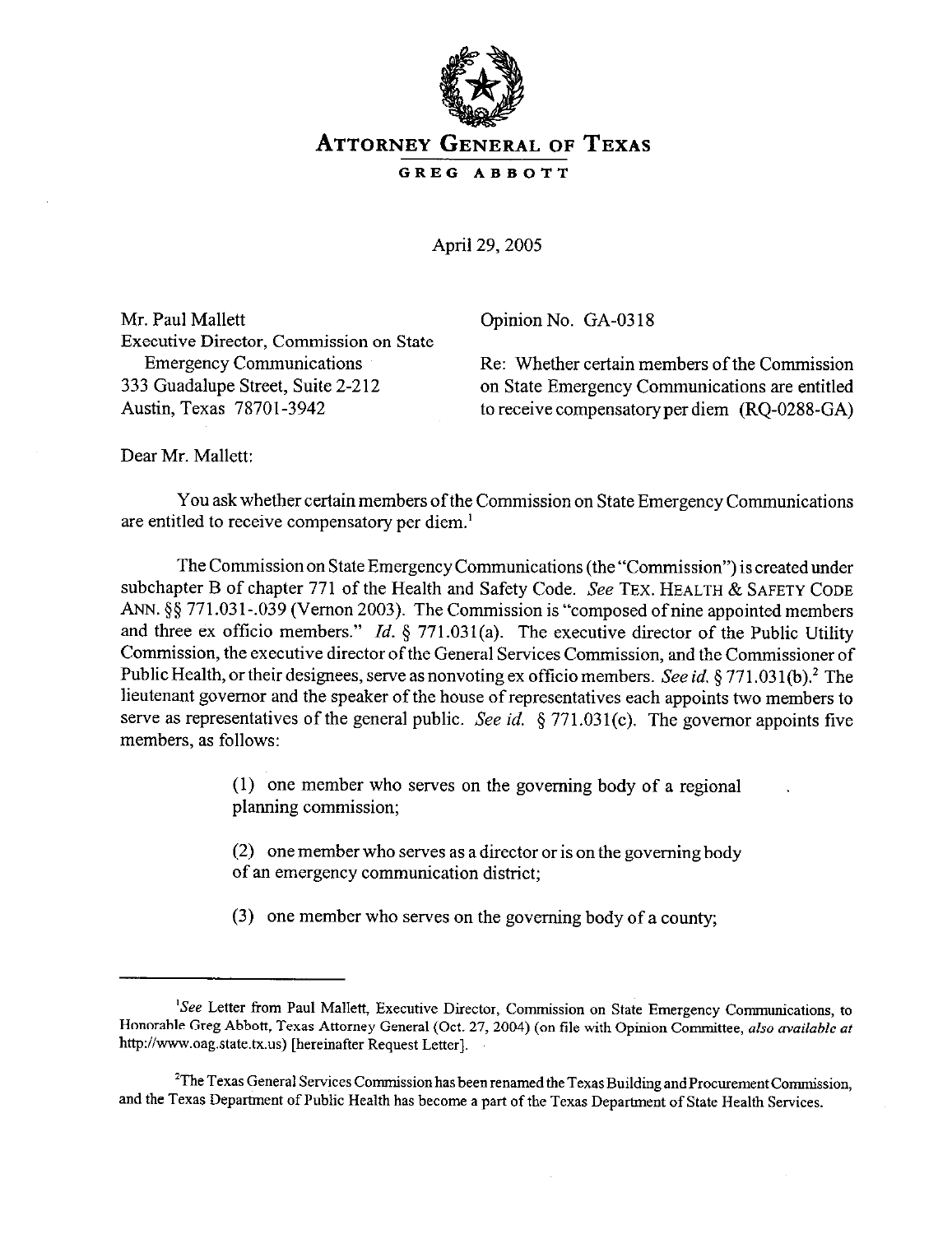# ATTORNEY GENERAL OF TEXAS

**GREG ABBOTT**

April 29, 2005

Mr. Paul Mallett
Executive Director, Commission on State Emergency Communications
333 Guadalupe Street, Suite 2-212
Austin, Texas 78701-3942

Opinion No. GA-0318

Re: Whether certain members of the Commission on State Emergency Communications are entitled to receive compensatory per diem (RQ-0288-GA)

Dear Mr. Mallett:

You ask whether certain members of the Commission on State Emergency Communications are entitled to receive compensatory per diem.[1]

The Commission on State Emergency Communications (the "Commission") is created under subchapter B of chapter 771 of the Health and Safety Code. *See* TEX. HEALTH & SAFETY CODE ANN. §§ 771.031-.039 (Vernon 2003). The Commission is "composed of nine appointed members and three ex officio members." *Id.* § 771.031(a). The executive director of the Public Utility Commission, the executive director of the General Services Commission, and the Commissioner of Public Health, or their designees, serve as nonvoting ex officio members. *See id.* § 771.031(b).[2] The lieutenant governor and the speaker of the house of representatives each appoints two members to serve as representatives of the general public. *See id.* § 771.031(c). The governor appoints five members, as follows:

> (1) one member who serves on the governing body of a regional planning commission;
>
> (2) one member who serves as a director or is on the governing body of an emergency communication district;
>
> (3) one member who serves on the governing body of a county;

---

[1]*See* Letter from Paul Mallett, Executive Director, Commission on State Emergency Communications, to Honorable Greg Abbott, Texas Attorney General (Oct. 27, 2004) (on file with Opinion Committee, *also available at* http://www.oag.state.tx.us) [hereinafter Request Letter].

[2]The Texas General Services Commission has been renamed the Texas Building and Procurement Commission, and the Texas Department of Public Health has become a part of the Texas Department of State Health Services.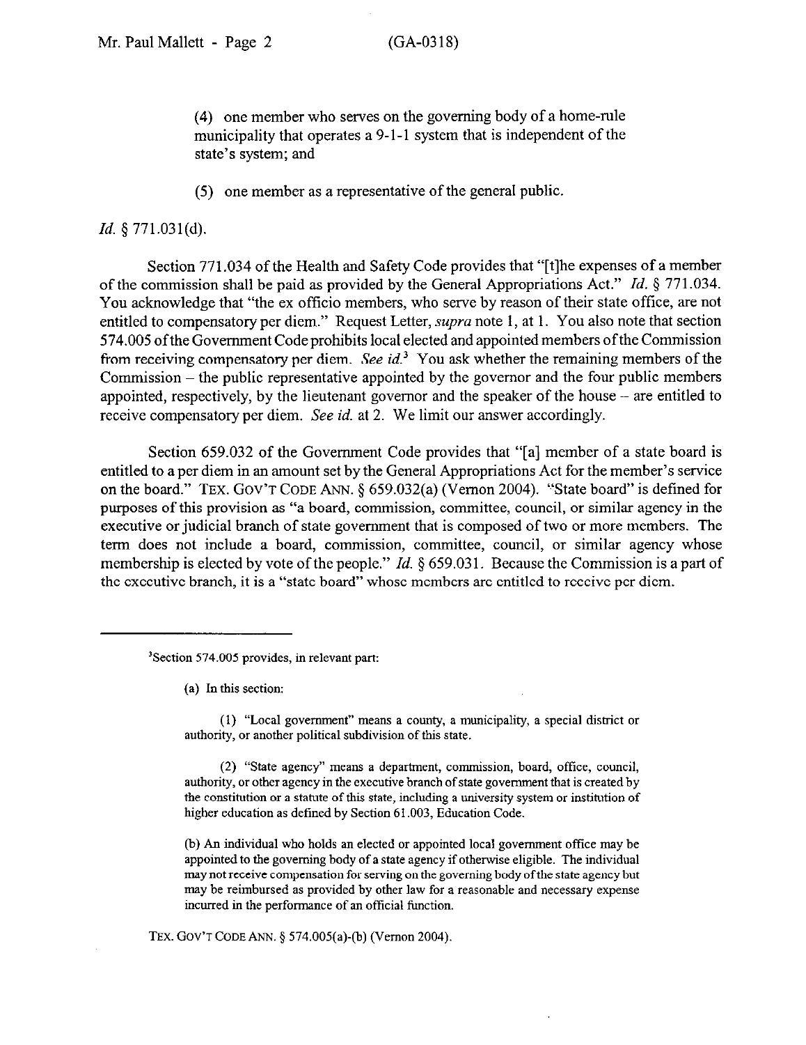(4) one member who serves on the governing body of a home-rule municipality that operates a 9-1-1 system that is independent of the state's system; and

(5) one member as a representative of the general public.

*Id.* § 771.031(d).

Section 771.034 of the Health and Safety Code provides that "[t]he expenses of a member of the commission shall be paid as provided by the General Appropriations Act." *Id.* § 771.034. You acknowledge that "the ex officio members, who serve by reason of their state office, are not entitled to compensatory per diem." Request Letter, *supra* note 1, at 1. You also note that section 574.005 of the Government Code prohibits local elected and appointed members of the Commission from receiving compensatory per diem. *See id.*[3] You ask whether the remaining members of the Commission – the public representative appointed by the governor and the four public members appointed, respectively, by the lieutenant governor and the speaker of the house – are entitled to receive compensatory per diem. *See id.* at 2. We limit our answer accordingly.

Section 659.032 of the Government Code provides that "[a] member of a state board is entitled to a per diem in an amount set by the General Appropriations Act for the member's service on the board." TEX. GOV'T CODE ANN. § 659.032(a) (Vernon 2004). "State board" is defined for purposes of this provision as "a board, commission, committee, council, or similar agency in the executive or judicial branch of state government that is composed of two or more members. The term does not include a board, commission, committee, council, or similar agency whose membership is elected by vote of the people." *Id.* § 659.031. Because the Commission is a part of the executive branch, it is a "state board" whose members are entitled to receive per diem.

---

[3]Section 574.005 provides, in relevant part:

(a) In this section:

(1) "Local government" means a county, a municipality, a special district or authority, or another political subdivision of this state.

(2) "State agency" means a department, commission, board, office, council, authority, or other agency in the executive branch of state government that is created by the constitution or a statute of this state, including a university system or institution of higher education as defined by Section 61.003, Education Code.

(b) An individual who holds an elected or appointed local government office may be appointed to the governing body of a state agency if otherwise eligible. The individual may not receive compensation for serving on the governing body of the state agency but may be reimbursed as provided by other law for a reasonable and necessary expense incurred in the performance of an official function.

TEX. GOV'T CODE ANN. § 574.005(a)-(b) (Vernon 2004).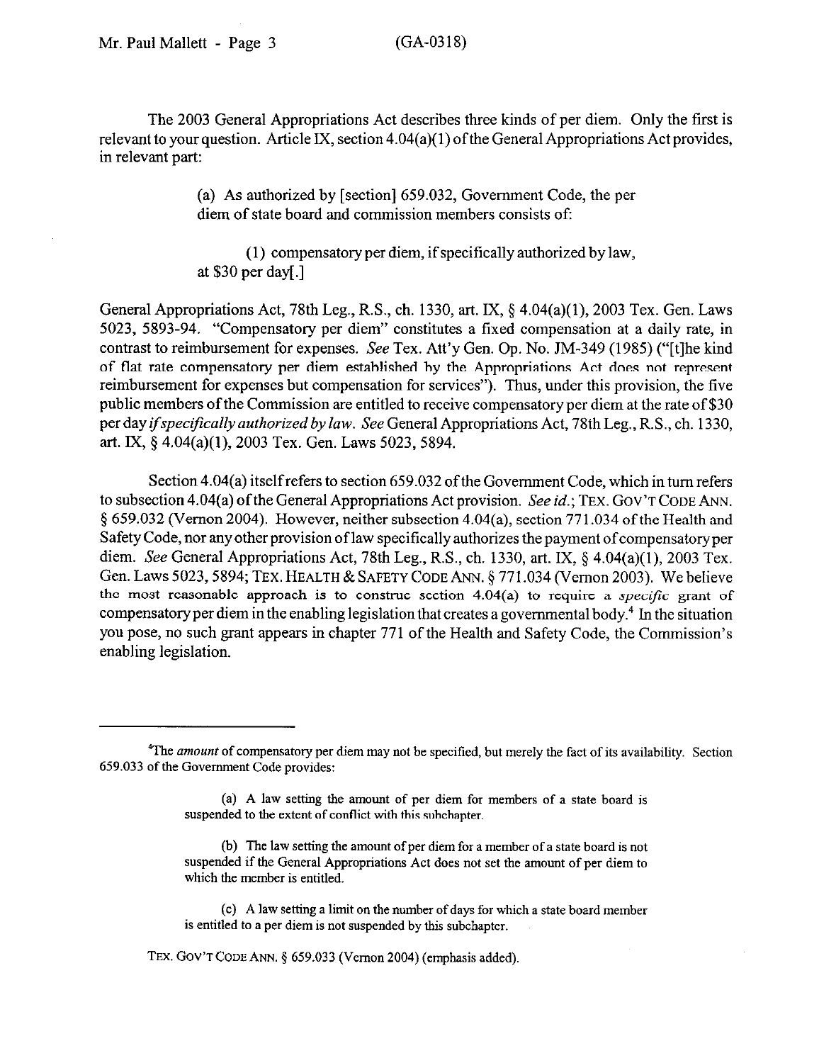The 2003 General Appropriations Act describes three kinds of per diem. Only the first is relevant to your question. Article IX, section 4.04(a)(1) of the General Appropriations Act provides, in relevant part:

> (a) As authorized by [section] 659.032, Government Code, the per diem of state board and commission members consists of:
>
> (1) compensatory per diem, if specifically authorized by law, at $30 per day[.]

General Appropriations Act, 78th Leg., R.S., ch. 1330, art. IX, § 4.04(a)(1), 2003 Tex. Gen. Laws 5023, 5893-94. "Compensatory per diem" constitutes a fixed compensation at a daily rate, in contrast to reimbursement for expenses. *See* Tex. Att'y Gen. Op. No. JM-349 (1985) ("[t]he kind of flat rate compensatory per diem established by the Appropriations Act does not represent reimbursement for expenses but compensation for services"). Thus, under this provision, the five public members of the Commission are entitled to receive compensatory per diem at the rate of $30 per day *if specifically authorized by law*. *See* General Appropriations Act, 78th Leg., R.S., ch. 1330, art. IX, § 4.04(a)(1), 2003 Tex. Gen. Laws 5023, 5894.

Section 4.04(a) itself refers to section 659.032 of the Government Code, which in turn refers to subsection 4.04(a) of the General Appropriations Act provision. *See id.*; TEX. GOV'T CODE ANN. § 659.032 (Vernon 2004). However, neither subsection 4.04(a), section 771.034 of the Health and Safety Code, nor any other provision of law specifically authorizes the payment of compensatory per diem. *See* General Appropriations Act, 78th Leg., R.S., ch. 1330, art. IX, § 4.04(a)(1), 2003 Tex. Gen. Laws 5023, 5894; TEX. HEALTH & SAFETY CODE ANN. § 771.034 (Vernon 2003). We believe the most reasonable approach is to construe section 4.04(a) to require a *specific* grant of compensatory per diem in the enabling legislation that creates a governmental body.[4] In the situation you pose, no such grant appears in chapter 771 of the Health and Safety Code, the Commission's enabling legislation.

---

[4]The *amount* of compensatory per diem may not be specified, but merely the fact of its availability. Section 659.033 of the Government Code provides:

> (a) A law setting the amount of per diem for members of a state board is suspended to the extent of conflict with this subchapter.
>
> (b) The law setting the amount of per diem for a member of a state board is not suspended if the General Appropriations Act does not set the amount of per diem to which the member is entitled.
>
> (c) A law setting a limit on the number of days for which a state board member is entitled to a per diem is not suspended by this subchapter.

TEX. GOV'T CODE ANN. § 659.033 (Vernon 2004) (emphasis added).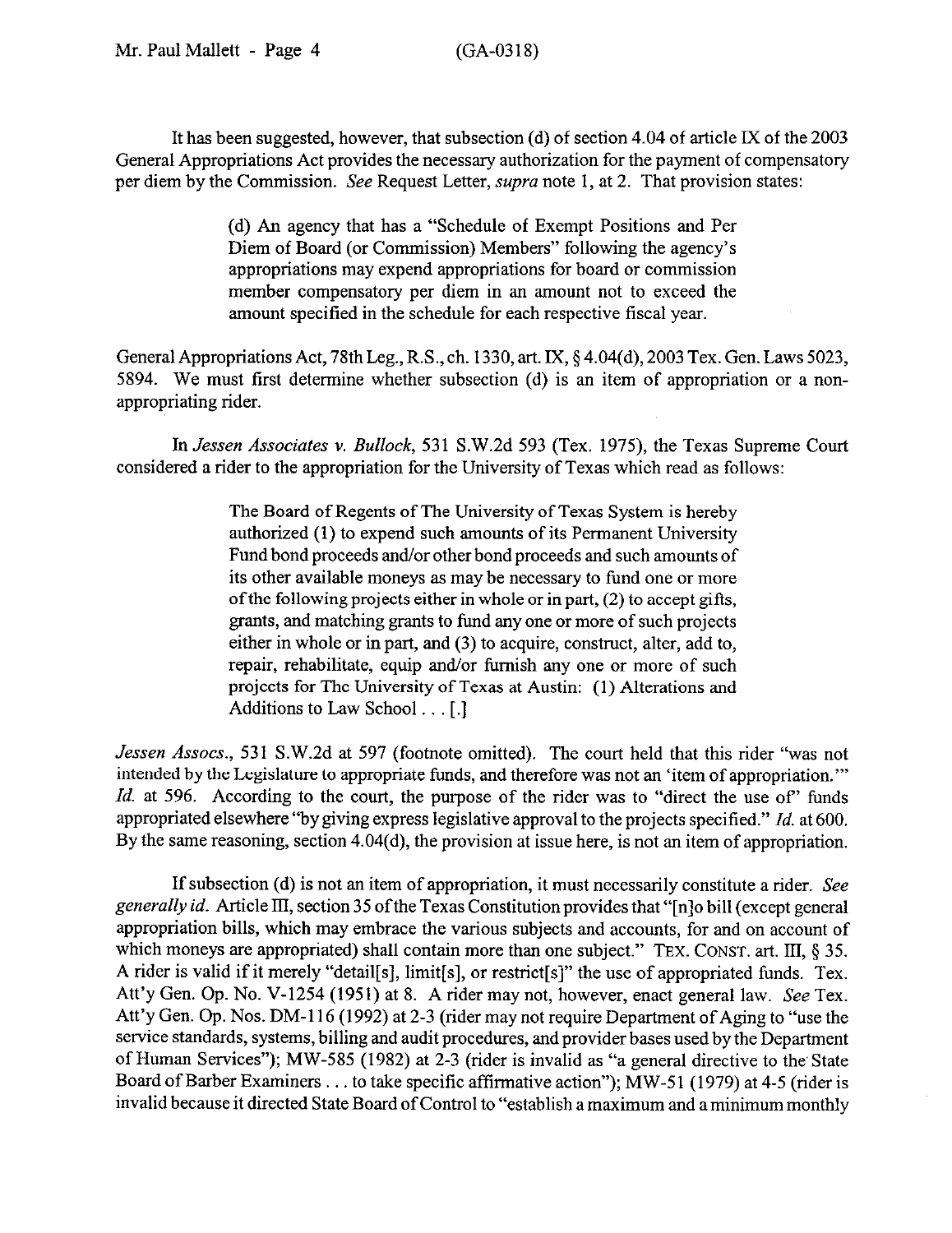It has been suggested, however, that subsection (d) of section 4.04 of article IX of the 2003 General Appropriations Act provides the necessary authorization for the payment of compensatory per diem by the Commission. *See* Request Letter, *supra* note 1, at 2. That provision states:

> (d) An agency that has a "Schedule of Exempt Positions and Per Diem of Board (or Commission) Members" following the agency's appropriations may expend appropriations for board or commission member compensatory per diem in an amount not to exceed the amount specified in the schedule for each respective fiscal year.

General Appropriations Act, 78th Leg., R.S., ch. 1330, art. IX, § 4.04(d), 2003 Tex. Gen. Laws 5023, 5894. We must first determine whether subsection (d) is an item of appropriation or a non-appropriating rider.

In *Jessen Associates v. Bullock*, 531 S.W.2d 593 (Tex. 1975), the Texas Supreme Court considered a rider to the appropriation for the University of Texas which read as follows:

> The Board of Regents of The University of Texas System is hereby authorized (1) to expend such amounts of its Permanent University Fund bond proceeds and/or other bond proceeds and such amounts of its other available moneys as may be necessary to fund one or more of the following projects either in whole or in part, (2) to accept gifts, grants, and matching grants to fund any one or more of such projects either in whole or in part, and (3) to acquire, construct, alter, add to, repair, rehabilitate, equip and/or furnish any one or more of such projects for The University of Texas at Austin: (1) Alterations and Additions to Law School . . . [.]

*Jessen Assocs.*, 531 S.W.2d at 597 (footnote omitted). The court held that this rider "was not intended by the Legislature to appropriate funds, and therefore was not an 'item of appropriation.'" *Id.* at 596. According to the court, the purpose of the rider was to "direct the use of" funds appropriated elsewhere "by giving express legislative approval to the projects specified." *Id.* at 600. By the same reasoning, section 4.04(d), the provision at issue here, is not an item of appropriation.

If subsection (d) is not an item of appropriation, it must necessarily constitute a rider. *See generally id.* Article III, section 35 of the Texas Constitution provides that "[n]o bill (except general appropriation bills, which may embrace the various subjects and accounts, for and on account of which moneys are appropriated) shall contain more than one subject." TEX. CONST. art. III, § 35. A rider is valid if it merely "detail[s], limit[s], or restrict[s]" the use of appropriated funds. Tex. Att'y Gen. Op. No. V-1254 (1951) at 8. A rider may not, however, enact general law. *See* Tex. Att'y Gen. Op. Nos. DM-116 (1992) at 2-3 (rider may not require Department of Aging to "use the service standards, systems, billing and audit procedures, and provider bases used by the Department of Human Services"); MW-585 (1982) at 2-3 (rider is invalid as "a general directive to the State Board of Barber Examiners . . . to take specific affirmative action"); MW-51 (1979) at 4-5 (rider is invalid because it directed State Board of Control to "establish a maximum and a minimum monthly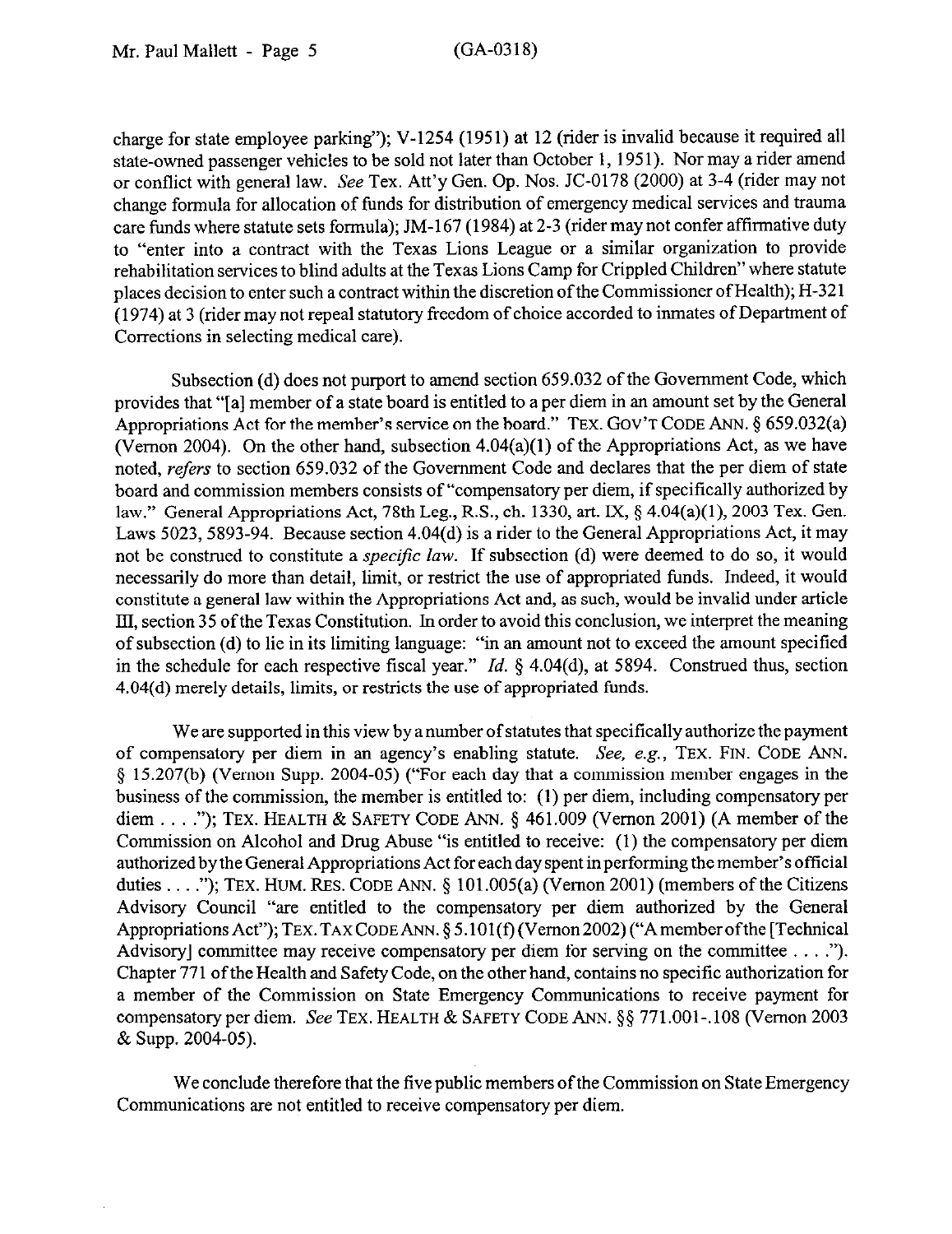charge for state employee parking"); V-1254 (1951) at 12 (rider is invalid because it required all state-owned passenger vehicles to be sold not later than October 1, 1951). Nor may a rider amend or conflict with general law. *See* Tex. Att'y Gen. Op. Nos. JC-0178 (2000) at 3-4 (rider may not change formula for allocation of funds for distribution of emergency medical services and trauma care funds where statute sets formula); JM-167 (1984) at 2-3 (rider may not confer affirmative duty to "enter into a contract with the Texas Lions League or a similar organization to provide rehabilitation services to blind adults at the Texas Lions Camp for Crippled Children" where statute places decision to enter such a contract within the discretion of the Commissioner of Health); H-321 (1974) at 3 (rider may not repeal statutory freedom of choice accorded to inmates of Department of Corrections in selecting medical care).

Subsection (d) does not purport to amend section 659.032 of the Government Code, which provides that "[a] member of a state board is entitled to a per diem in an amount set by the General Appropriations Act for the member's service on the board." TEX. GOV'T CODE ANN. § 659.032(a) (Vernon 2004). On the other hand, subsection 4.04(a)(1) of the Appropriations Act, as we have noted, *refers* to section 659.032 of the Government Code and declares that the per diem of state board and commission members consists of "compensatory per diem, if specifically authorized by law." General Appropriations Act, 78th Leg., R.S., ch. 1330, art. IX, § 4.04(a)(1), 2003 Tex. Gen. Laws 5023, 5893-94. Because section 4.04(d) is a rider to the General Appropriations Act, it may not be construed to constitute a *specific law*. If subsection (d) were deemed to do so, it would necessarily do more than detail, limit, or restrict the use of appropriated funds. Indeed, it would constitute a general law within the Appropriations Act and, as such, would be invalid under article III, section 35 of the Texas Constitution. In order to avoid this conclusion, we interpret the meaning of subsection (d) to lie in its limiting language: "in an amount not to exceed the amount specified in the schedule for each respective fiscal year." *Id.* § 4.04(d), at 5894. Construed thus, section 4.04(d) merely details, limits, or restricts the use of appropriated funds.

We are supported in this view by a number of statutes that specifically authorize the payment of compensatory per diem in an agency's enabling statute. *See, e.g.*, TEX. FIN. CODE ANN. § 15.207(b) (Vernon Supp. 2004-05) ("For each day that a commission member engages in the business of the commission, the member is entitled to: (1) per diem, including compensatory per diem . . . ."); TEX. HEALTH & SAFETY CODE ANN. § 461.009 (Vernon 2001) (A member of the Commission on Alcohol and Drug Abuse "is entitled to receive: (1) the compensatory per diem authorized by the General Appropriations Act for each day spent in performing the member's official duties . . . ."); TEX. HUM. RES. CODE ANN. § 101.005(a) (Vernon 2001) (members of the Citizens Advisory Council "are entitled to the compensatory per diem authorized by the General Appropriations Act"); TEX. TAX CODE ANN. § 5.101(f) (Vernon 2002) ("A member of the [Technical Advisory] committee may receive compensatory per diem for serving on the committee . . . ."). Chapter 771 of the Health and Safety Code, on the other hand, contains no specific authorization for a member of the Commission on State Emergency Communications to receive payment for compensatory per diem. *See* TEX. HEALTH & SAFETY CODE ANN. §§ 771.001-.108 (Vernon 2003 & Supp. 2004-05).

We conclude therefore that the five public members of the Commission on State Emergency Communications are not entitled to receive compensatory per diem.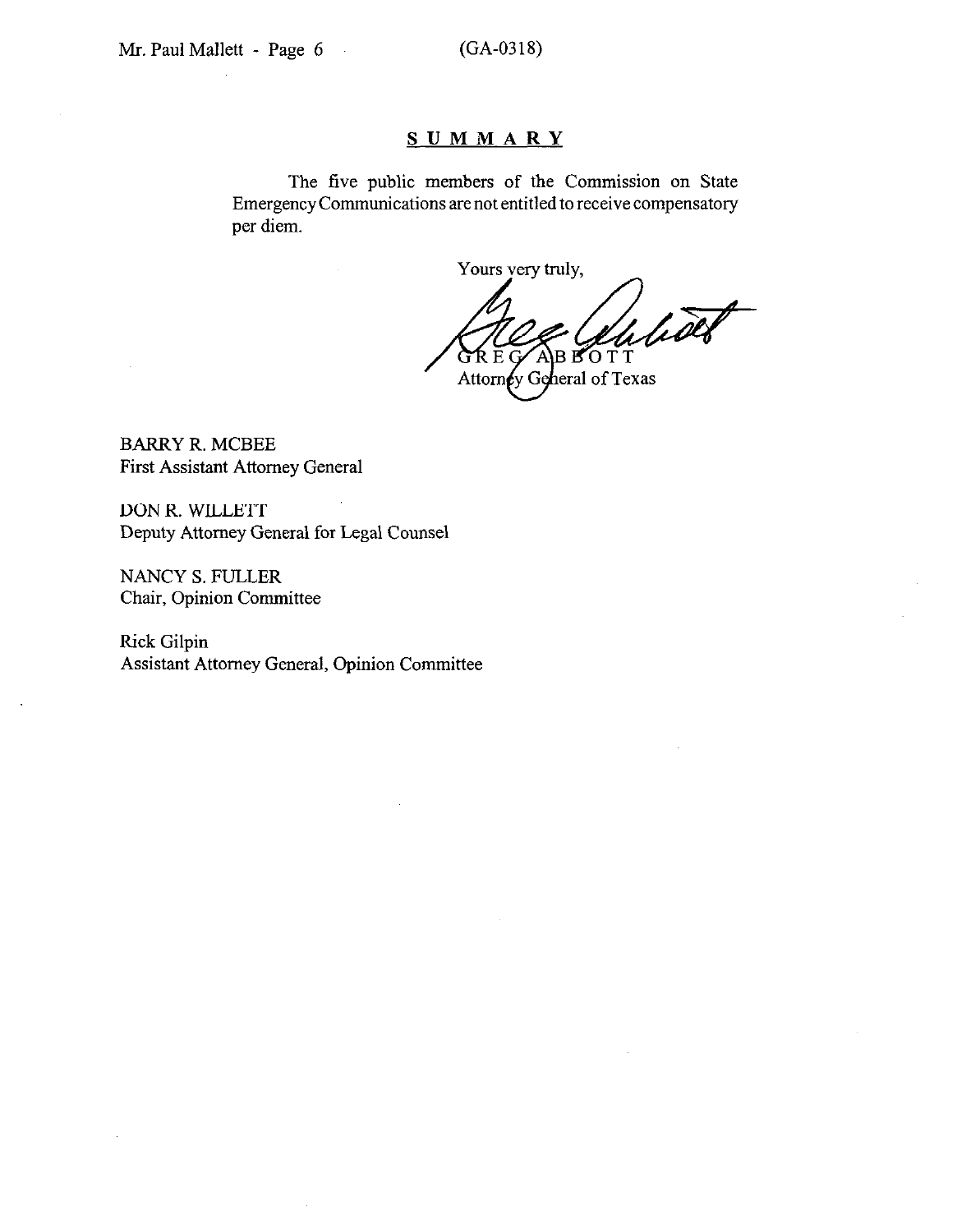## SUMMARY

The five public members of the Commission on State Emergency Communications are not entitled to receive compensatory per diem.

Yours very truly,

GREG ABBOTT
Attorney General of Texas

BARRY R. MCBEE
First Assistant Attorney General

DON R. WILLETT
Deputy Attorney General for Legal Counsel

NANCY S. FULLER
Chair, Opinion Committee

Rick Gilpin
Assistant Attorney General, Opinion Committee